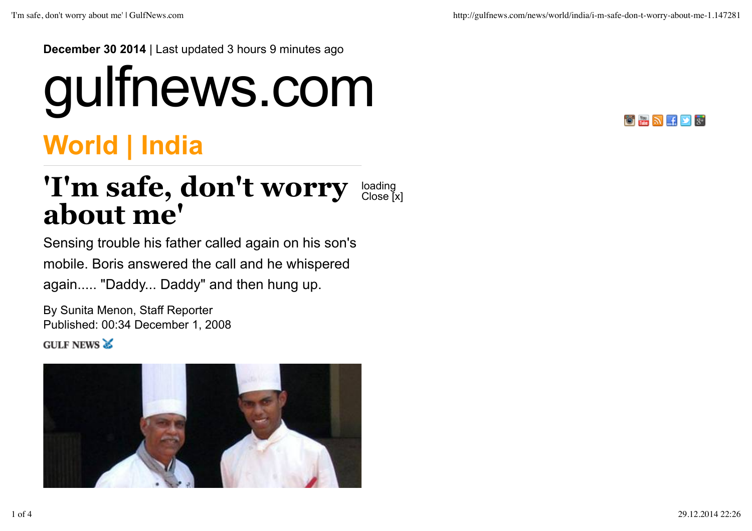**December 30 2014** | Last updated 3 hours 9 minutes ago

# gulfnews.com

## World | India

# 'I'm safe, don't worry about me'

loading
Close [x]

Sensing trouble his father called again on his son's mobile. Boris answered the call and he whispered again..... "Daddy... Daddy" and then hung up.

By Sunita Menon, Staff Reporter
Published: 00:34 December 1, 2008

GULF NEWS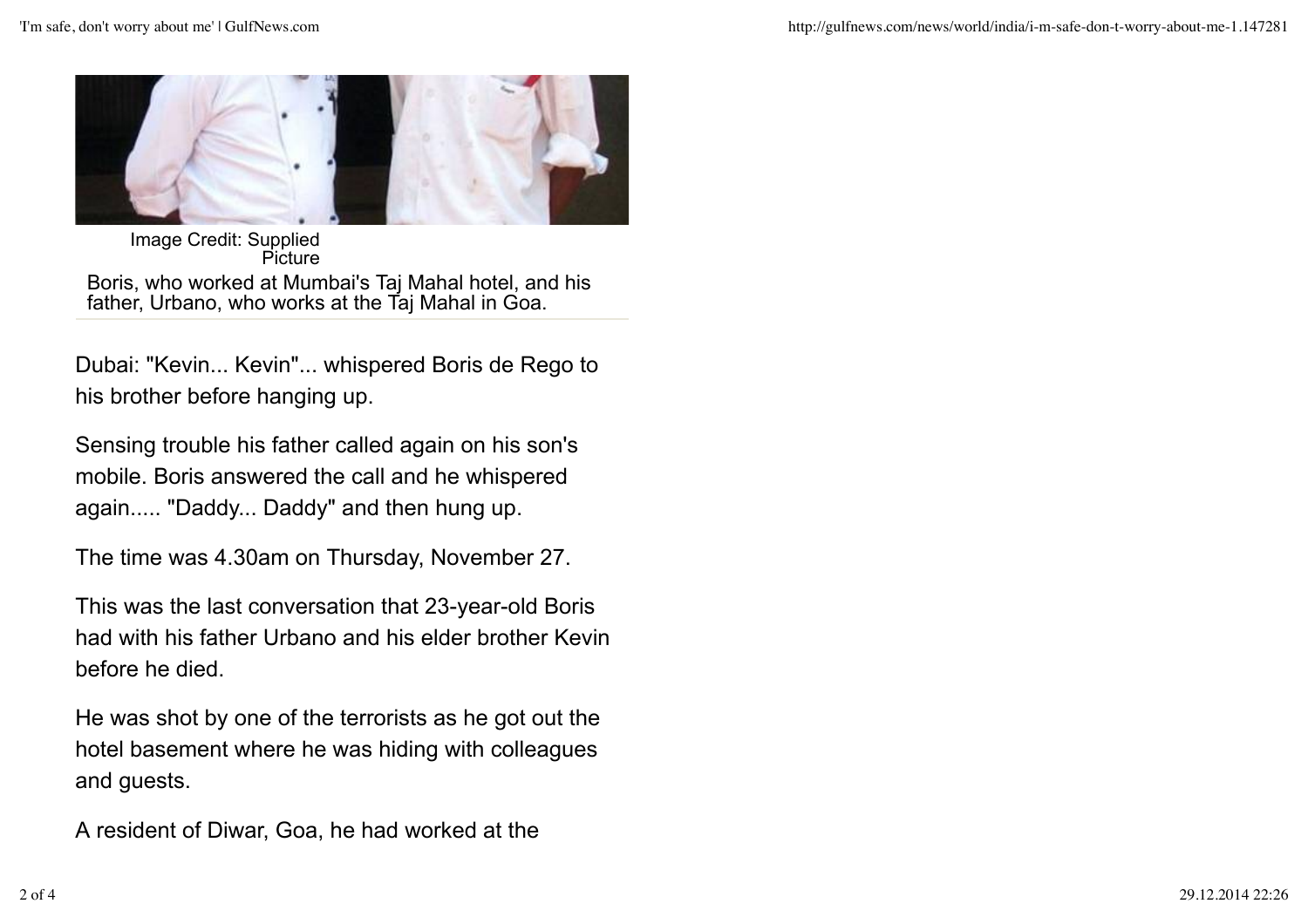Image Credit: Supplied Picture

Boris, who worked at Mumbai's Taj Mahal hotel, and his father, Urbano, who works at the Taj Mahal in Goa.

Dubai: "Kevin... Kevin"... whispered Boris de Rego to his brother before hanging up.

Sensing trouble his father called again on his son's mobile. Boris answered the call and he whispered again..... "Daddy... Daddy" and then hung up.

The time was 4.30am on Thursday, November 27.

This was the last conversation that 23-year-old Boris had with his father Urbano and his elder brother Kevin before he died.

He was shot by one of the terrorists as he got out the hotel basement where he was hiding with colleagues and guests.

A resident of Diwar, Goa, he had worked at the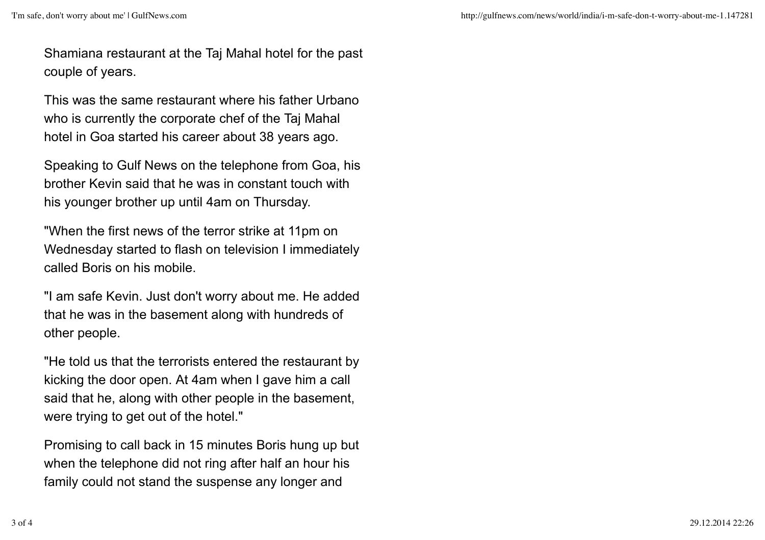Shamiana restaurant at the Taj Mahal hotel for the past couple of years.

This was the same restaurant where his father Urbano who is currently the corporate chef of the Taj Mahal hotel in Goa started his career about 38 years ago.

Speaking to Gulf News on the telephone from Goa, his brother Kevin said that he was in constant touch with his younger brother up until 4am on Thursday.

"When the first news of the terror strike at 11pm on Wednesday started to flash on television I immediately called Boris on his mobile.

"I am safe Kevin. Just don't worry about me. He added that he was in the basement along with hundreds of other people.

"He told us that the terrorists entered the restaurant by kicking the door open. At 4am when I gave him a call said that he, along with other people in the basement, were trying to get out of the hotel."

Promising to call back in 15 minutes Boris hung up but when the telephone did not ring after half an hour his family could not stand the suspense any longer and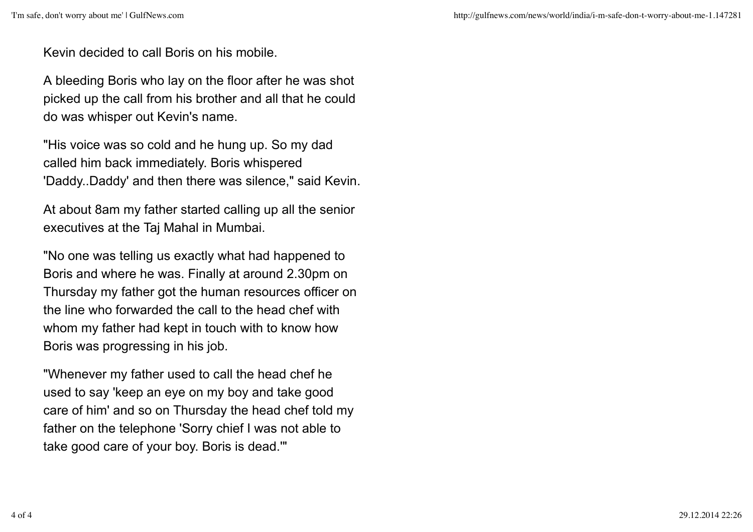Kevin decided to call Boris on his mobile.

A bleeding Boris who lay on the floor after he was shot picked up the call from his brother and all that he could do was whisper out Kevin's name.

"His voice was so cold and he hung up. So my dad called him back immediately. Boris whispered 'Daddy..Daddy' and then there was silence," said Kevin.

At about 8am my father started calling up all the senior executives at the Taj Mahal in Mumbai.

"No one was telling us exactly what had happened to Boris and where he was. Finally at around 2.30pm on Thursday my father got the human resources officer on the line who forwarded the call to the head chef with whom my father had kept in touch with to know how Boris was progressing in his job.

"Whenever my father used to call the head chef he used to say 'keep an eye on my boy and take good care of him' and so on Thursday the head chef told my father on the telephone 'Sorry chief I was not able to take good care of your boy. Boris is dead.'"